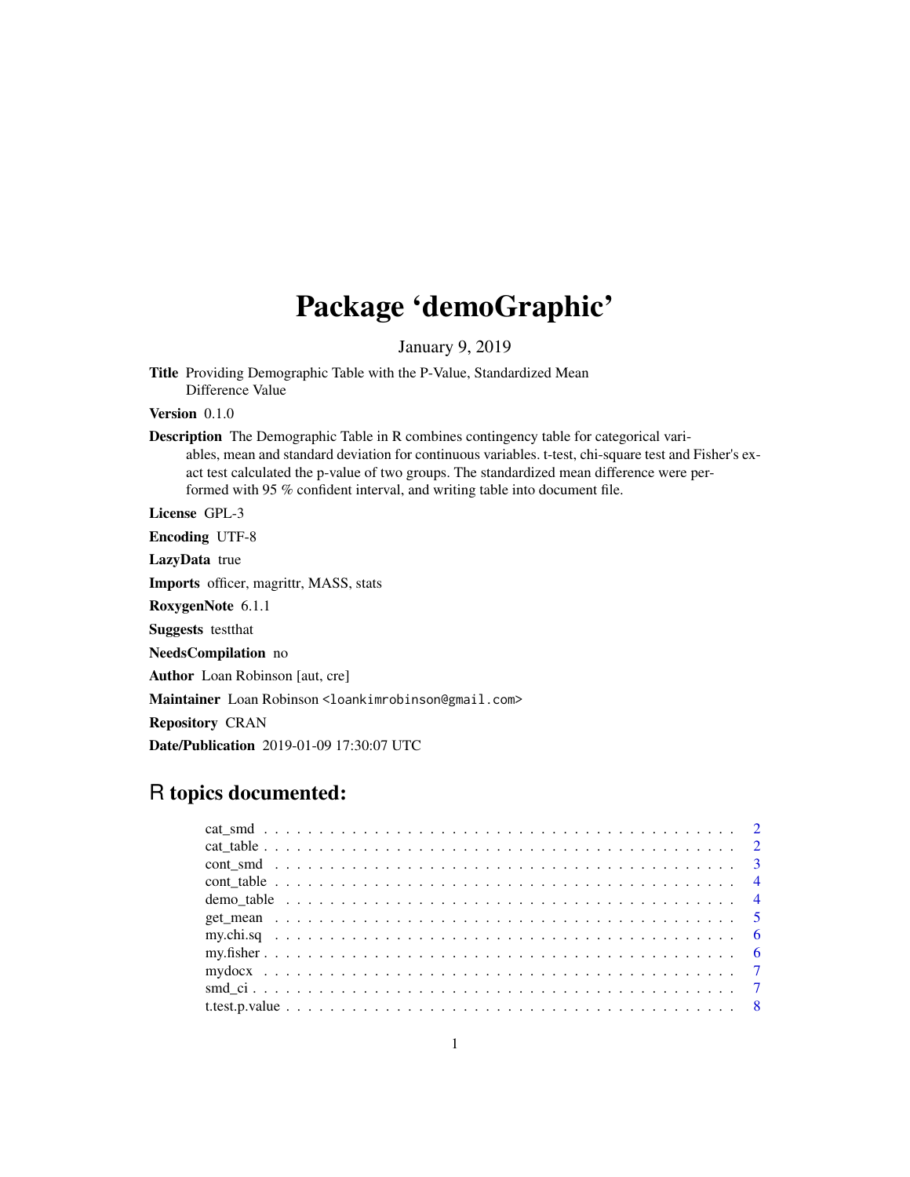# Package 'demoGraphic'

January 9, 2019

**Title** Providing Demographic Table with the P-Value, Standardized Mean Difference Value

**Version** 0.1.0

**Description** The Demographic Table in R combines contingency table for categorical variables, mean and standard deviation for continuous variables. t-test, chi-square test and Fisher's exact test calculated the p-value of two groups. The standardized mean difference were performed with 95 % confident interval, and writing table into document file.

**License** GPL-3

**Encoding** UTF-8

**LazyData** true

**Imports** officer, magrittr, MASS, stats

**RoxygenNote** 6.1.1

**Suggests** testthat

**NeedsCompilation** no

**Author** Loan Robinson [aut, cre]

**Maintainer** Loan Robinson <loankimrobinson@gmail.com>

**Repository** CRAN

**Date/Publication** 2019-01-09 17:30:07 UTC

## R topics documented:

- cat_smd . . . . . . . . . . 2
- cat_table . . . . . . . . . . 2
- cont_smd . . . . . . . . . . 3
- cont_table . . . . . . . . . . 4
- demo_table . . . . . . . . . . 4
- get_mean . . . . . . . . . . 5
- my.chi.sq . . . . . . . . . . 6
- my.fisher . . . . . . . . . . 6
- mydocx . . . . . . . . . . 7
- smd_ci . . . . . . . . . . 7
- t.test.p.value . . . . . . . . . . 8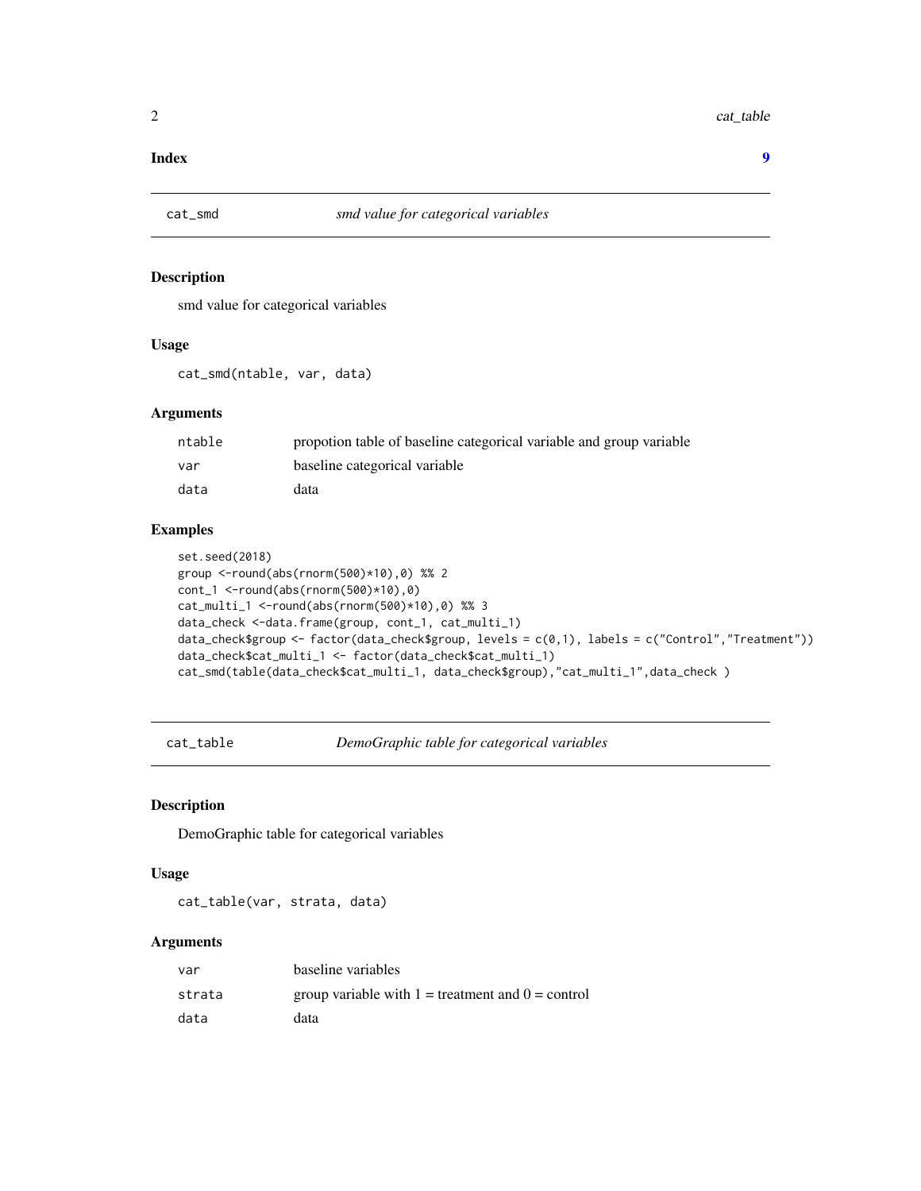**Index** **9**

## cat_smd — *smd value for categorical variables*

### Description

smd value for categorical variables

### Usage

```
cat_smd(ntable, var, data)
```

### Arguments

| | |
|---|---|
| ntable | propotion table of baseline categorical variable and group variable |
| var | baseline categorical variable |
| data | data |

### Examples

```
set.seed(2018)
group <-round(abs(rnorm(500)*10),0) %% 2
cont_1 <-round(abs(rnorm(500)*10),0)
cat_multi_1 <-round(abs(rnorm(500)*10),0) %% 3
data_check <-data.frame(group, cont_1, cat_multi_1)
data_check$group <- factor(data_check$group, levels = c(0,1), labels = c("Control","Treatment"))
data_check$cat_multi_1 <- factor(data_check$cat_multi_1)
cat_smd(table(data_check$cat_multi_1, data_check$group),"cat_multi_1",data_check )
```

## cat_table — *DemoGraphic table for categorical variables*

### Description

DemoGraphic table for categorical variables

### Usage

```
cat_table(var, strata, data)
```

### Arguments

| | |
|---|---|
| var | baseline variables |
| strata | group variable with 1 = treatment and 0 = control |
| data | data |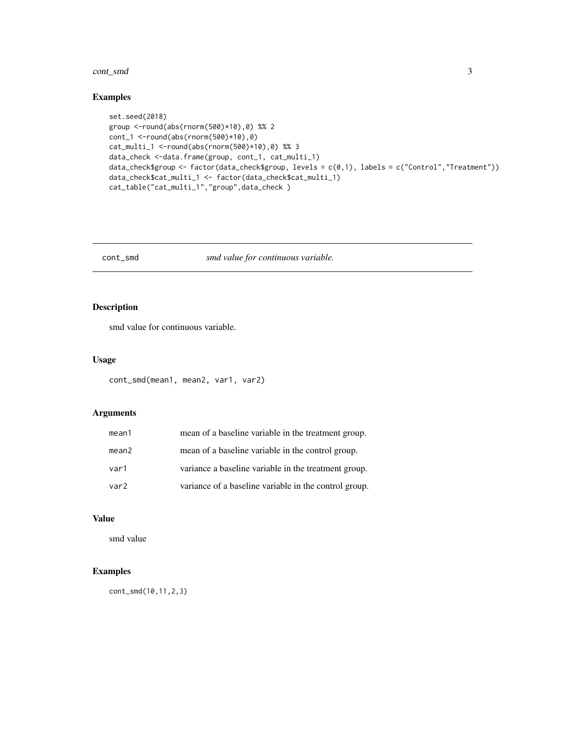## Examples

```
set.seed(2018)
group <-round(abs(rnorm(500)*10),0) %% 2
cont_1 <-round(abs(rnorm(500)*10),0)
cat_multi_1 <-round(abs(rnorm(500)*10),0) %% 3
data_check <-data.frame(group, cont_1, cat_multi_1)
data_check$group <- factor(data_check$group, levels = c(0,1), labels = c("Control","Treatment"))
data_check$cat_multi_1 <- factor(data_check$cat_multi_1)
cat_table("cat_multi_1","group",data_check )
```

---

# cont_smd — *smd value for continuous variable.*

## Description

smd value for continuous variable.

## Usage

```
cont_smd(mean1, mean2, var1, var2)
```

## Arguments

| | |
|---|---|
| mean1 | mean of a baseline variable in the treatment group. |
| mean2 | mean of a baseline variable in the control group. |
| var1 | variance a baseline variable in the treatment group. |
| var2 | variance of a baseline variable in the control group. |

## Value

smd value

## Examples

```
cont_smd(10,11,2,3)
```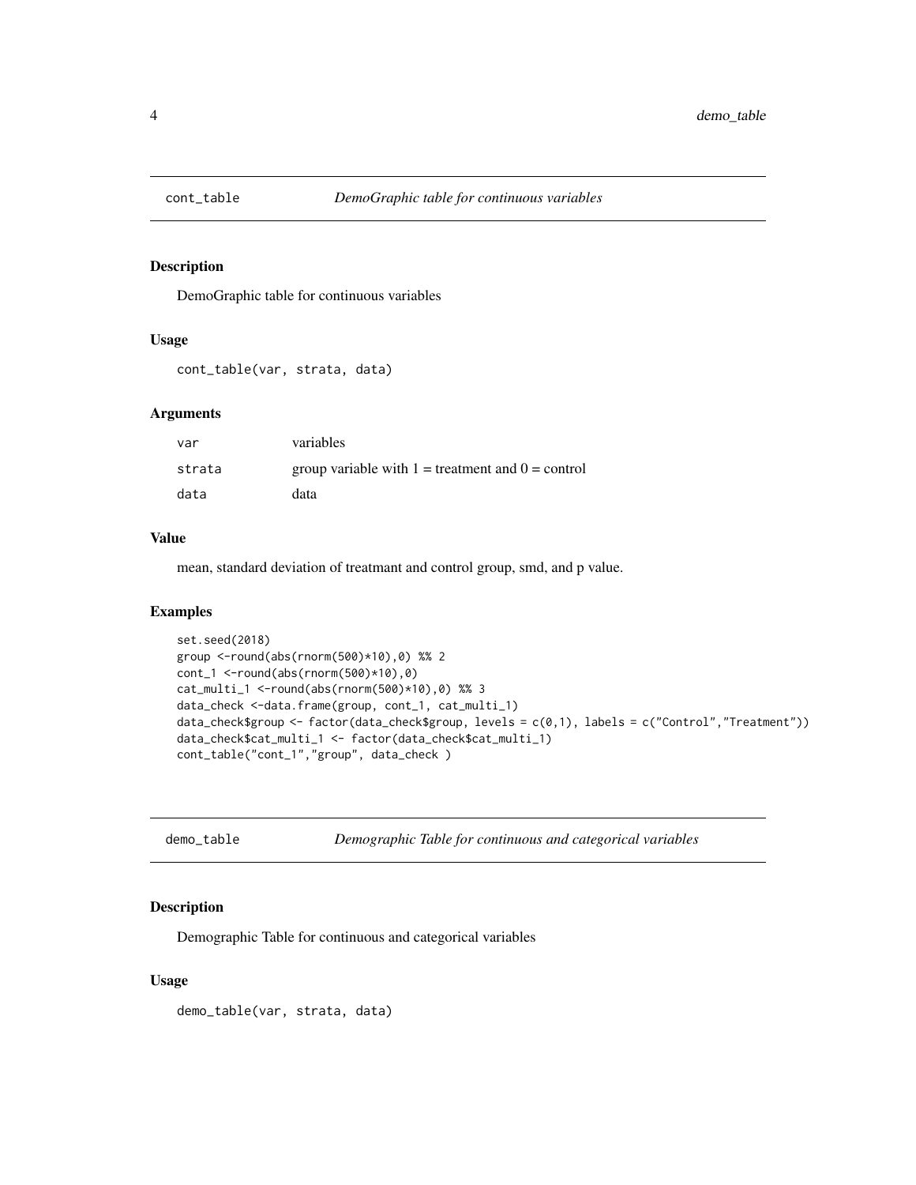## cont_table *DemoGraphic table for continuous variables*

### Description

DemoGraphic table for continuous variables

### Usage

```
cont_table(var, strata, data)
```

### Arguments

| | |
|---|---|
| var | variables |
| strata | group variable with 1 = treatment and 0 = control |
| data | data |

### Value

mean, standard deviation of treatmant and control group, smd, and p value.

### Examples

```
set.seed(2018)
group <-round(abs(rnorm(500)*10),0) %% 2
cont_1 <-round(abs(rnorm(500)*10),0)
cat_multi_1 <-round(abs(rnorm(500)*10),0) %% 3
data_check <-data.frame(group, cont_1, cat_multi_1)
data_check$group <- factor(data_check$group, levels = c(0,1), labels = c("Control","Treatment"))
data_check$cat_multi_1 <- factor(data_check$cat_multi_1)
cont_table("cont_1","group", data_check )
```

## demo_table *Demographic Table for continuous and categorical variables*

### Description

Demographic Table for continuous and categorical variables

### Usage

```
demo_table(var, strata, data)
```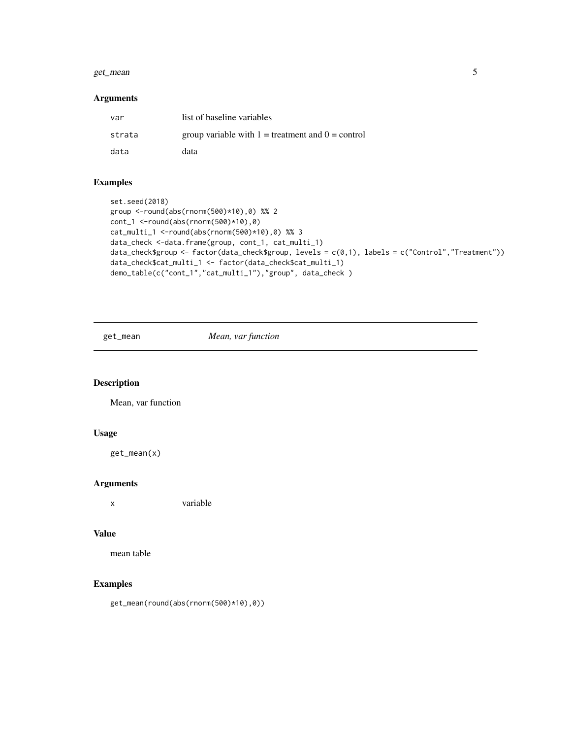### Arguments

| | |
|---|---|
| var | list of baseline variables |
| strata | group variable with 1 = treatment and 0 = control |
| data | data |

### Examples

```
set.seed(2018)
group <-round(abs(rnorm(500)*10),0) %% 2
cont_1 <-round(abs(rnorm(500)*10),0)
cat_multi_1 <-round(abs(rnorm(500)*10),0) %% 3
data_check <-data.frame(group, cont_1, cat_multi_1)
data_check$group <- factor(data_check$group, levels = c(0,1), labels = c("Control","Treatment"))
data_check$cat_multi_1 <- factor(data_check$cat_multi_1)
demo_table(c("cont_1","cat_multi_1"),"group", data_check )
```

## get_mean *Mean, var function*

### Description

Mean, var function

### Usage

```
get_mean(x)
```

### Arguments

| | |
|---|---|
| x | variable |

### Value

mean table

### Examples

```
get_mean(round(abs(rnorm(500)*10),0))
```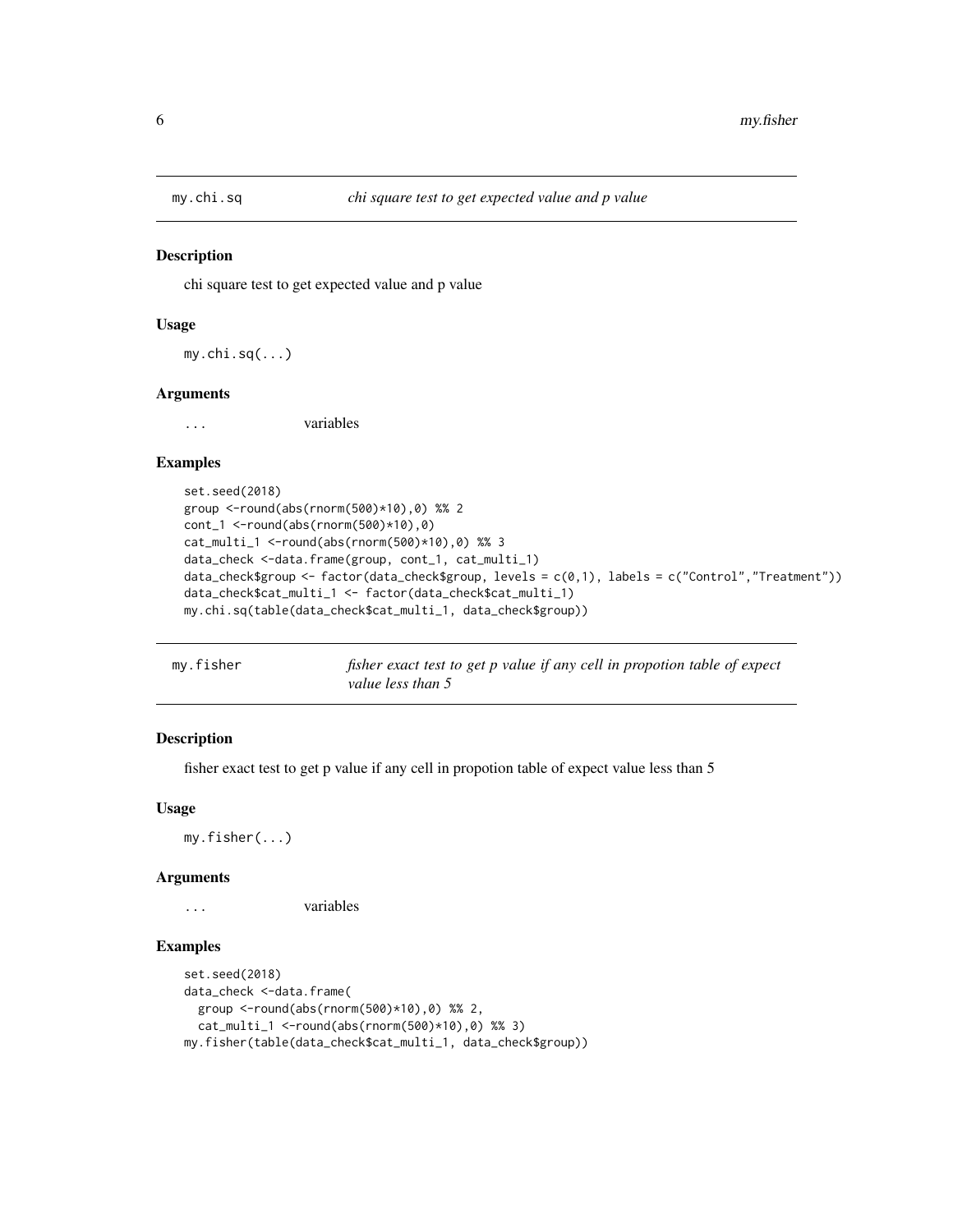## my.chi.sq — *chi square test to get expected value and p value*

### Description

chi square test to get expected value and p value

### Usage

```
my.chi.sq(...)
```

### Arguments

| | |
|---|---|
| ... | variables |

### Examples

```
set.seed(2018)
group <-round(abs(rnorm(500)*10),0) %% 2
cont_1 <-round(abs(rnorm(500)*10),0)
cat_multi_1 <-round(abs(rnorm(500)*10),0) %% 3
data_check <-data.frame(group, cont_1, cat_multi_1)
data_check$group <- factor(data_check$group, levels = c(0,1), labels = c("Control","Treatment"))
data_check$cat_multi_1 <- factor(data_check$cat_multi_1)
my.chi.sq(table(data_check$cat_multi_1, data_check$group))
```

## my.fisher — *fisher exact test to get p value if any cell in propotion table of expect value less than 5*

### Description

fisher exact test to get p value if any cell in propotion table of expect value less than 5

### Usage

```
my.fisher(...)
```

### Arguments

| | |
|---|---|
| ... | variables |

### Examples

```
set.seed(2018)
data_check <-data.frame(
  group <-round(abs(rnorm(500)*10),0) %% 2,
  cat_multi_1 <-round(abs(rnorm(500)*10),0) %% 3)
my.fisher(table(data_check$cat_multi_1, data_check$group))
```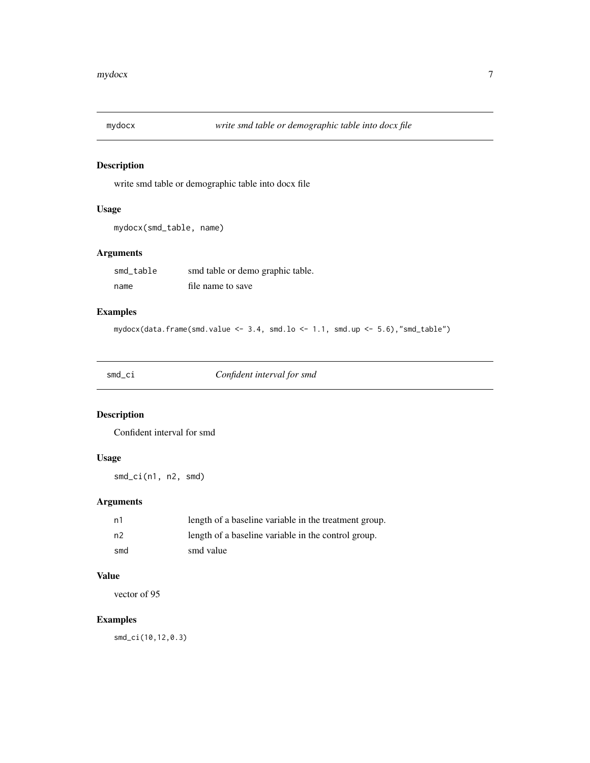## mydocx — *write smd table or demographic table into docx file*

### Description

write smd table or demographic table into docx file

### Usage

```
mydocx(smd_table, name)
```

### Arguments

| | |
|---|---|
| smd_table | smd table or demo graphic table. |
| name | file name to save |

### Examples

```
mydocx(data.frame(smd.value <- 3.4, smd.lo <- 1.1, smd.up <- 5.6),"smd_table")
```

## smd_ci — *Confident interval for smd*

### Description

Confident interval for smd

### Usage

```
smd_ci(n1, n2, smd)
```

### Arguments

| | |
|---|---|
| n1 | length of a baseline variable in the treatment group. |
| n2 | length of a baseline variable in the control group. |
| smd | smd value |

### Value

vector of 95

### Examples

```
smd_ci(10,12,0.3)
```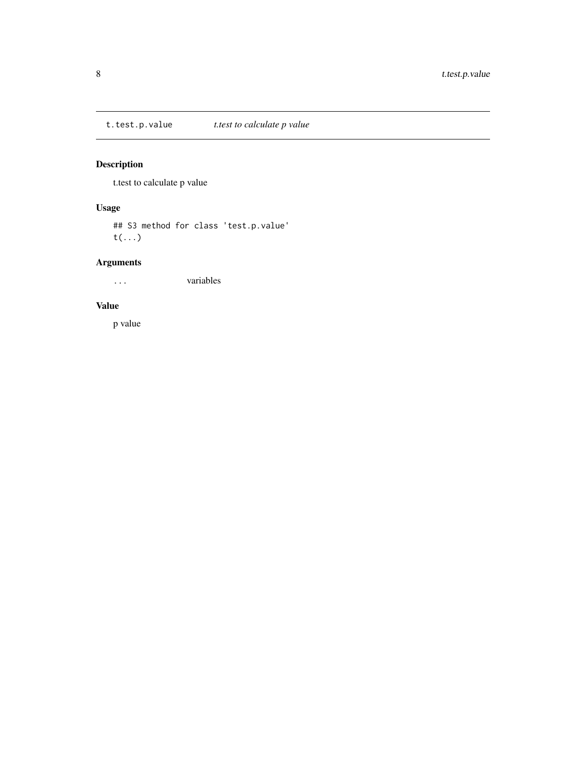t.test.p.value *t.test to calculate p value*

## Description

t.test to calculate p value

## Usage

```
## S3 method for class 'test.p.value'
t(...)
```

## Arguments

| | |
|---|---|
| ... | variables |

## Value

p value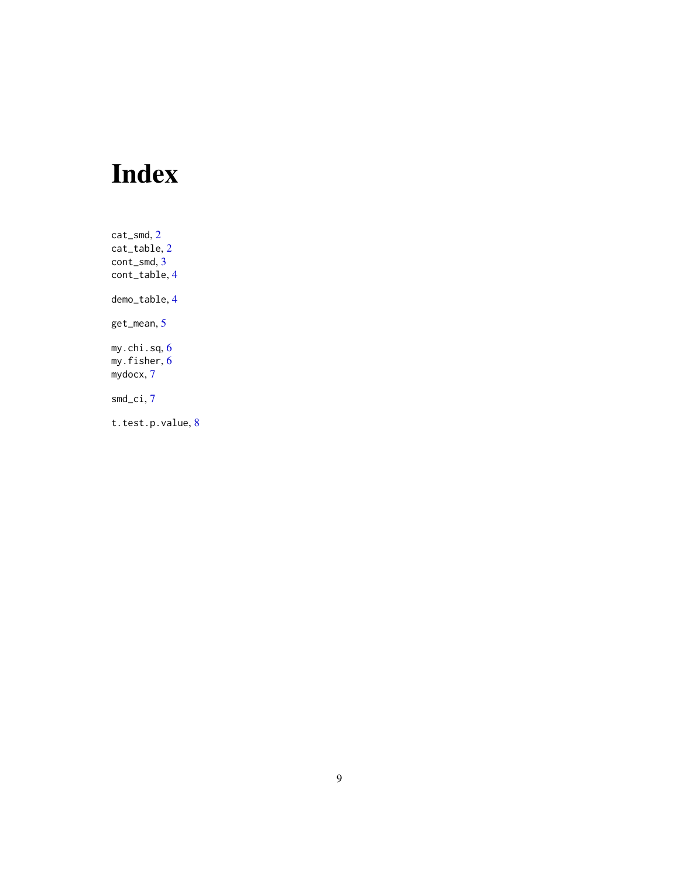# Index

cat_smd, 2
cat_table, 2
cont_smd, 3
cont_table, 4

demo_table, 4

get_mean, 5

my.chi.sq, 6
my.fisher, 6
mydocx, 7

smd_ci, 7

t.test.p.value, 8